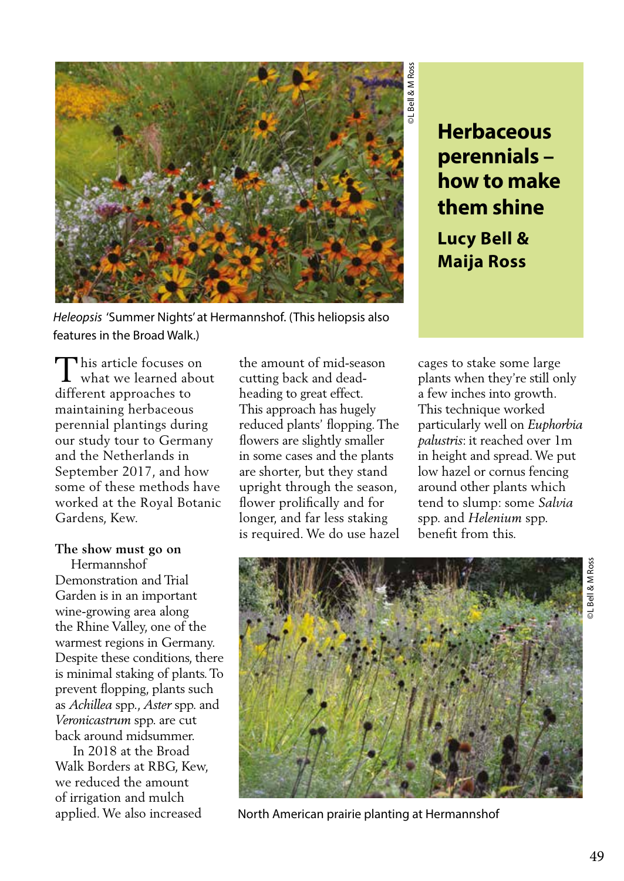# Herbaceous perennials – how to make them shine

**Lucy Bell & Maija Ross**

*Heleopsis* 'Summer Nights' at Hermannshof. (This heliopsis also features in the Broad Walk.)

This article focuses on what we learned about different approaches to maintaining herbaceous perennial plantings during our study tour to Germany and the Netherlands in September 2017, and how some of these methods have worked at the Royal Botanic Gardens, Kew.

**The show must go on**

Hermannshof Demonstration and Trial Garden is in an important wine-growing area along the Rhine Valley, one of the warmest regions in Germany. Despite these conditions, there is minimal staking of plants. To prevent flopping, plants such as *Achillea* spp., *Aster* spp. and *Veronicastrum* spp. are cut back around midsummer.

In 2018 at the Broad Walk Borders at RBG, Kew, we reduced the amount of irrigation and mulch applied. We also increased the amount of mid-season cutting back and dead-heading to great effect. This approach has hugely reduced plants' flopping. The flowers are slightly smaller in some cases and the plants are shorter, but they stand upright through the season, flower prolifically and for longer, and far less staking is required. We do use hazel cages to stake some large plants when they're still only a few inches into growth. This technique worked particularly well on *Euphorbia palustris*: it reached over 1m in height and spread. We put low hazel or cornus fencing around other plants which tend to slump: some *Salvia* spp. and *Helenium* spp. benefit from this.

North American prairie planting at Hermannshof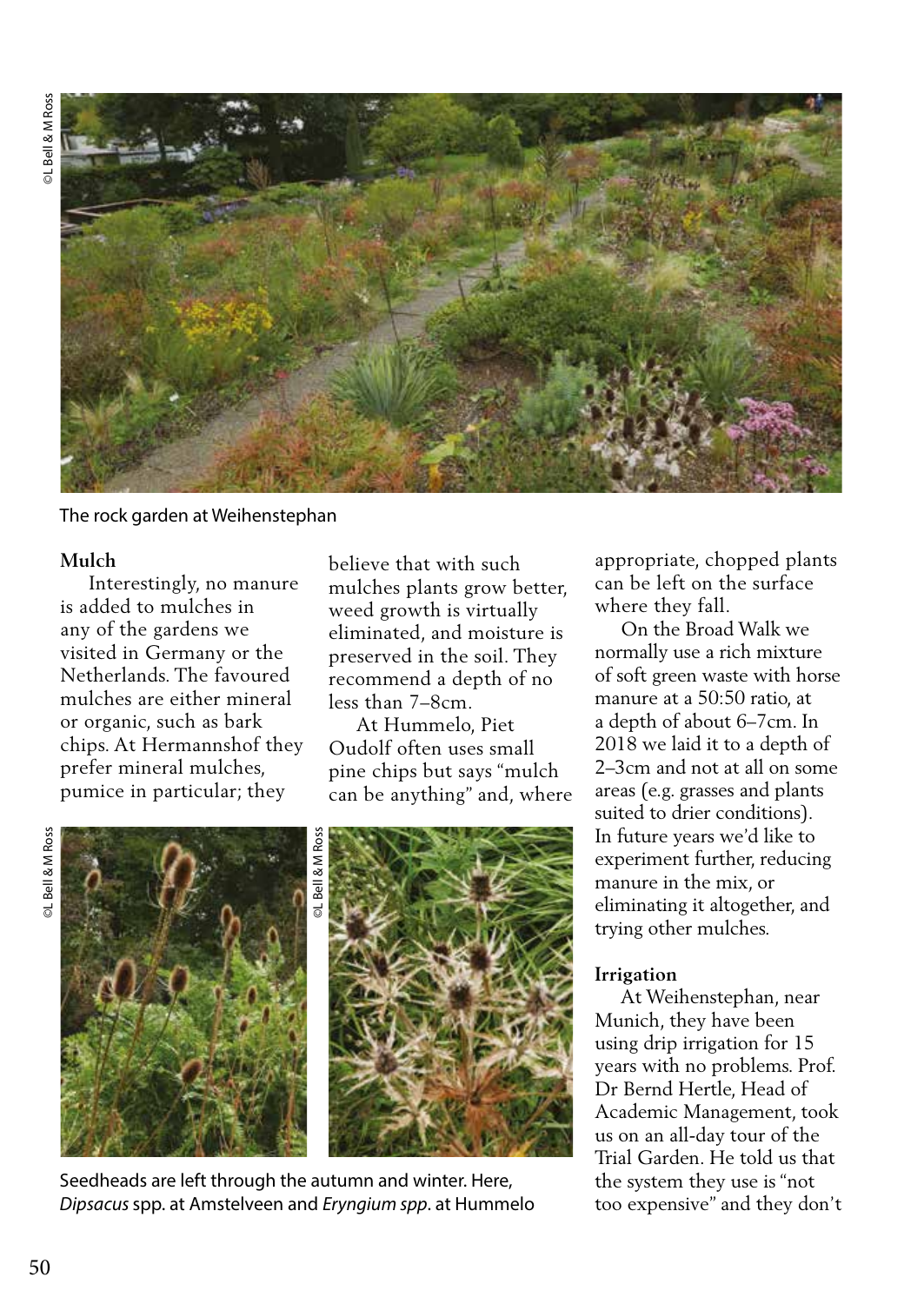The rock garden at Weihenstephan

## Mulch

Interestingly, no manure is added to mulches in any of the gardens we visited in Germany or the Netherlands. The favoured mulches are either mineral or organic, such as bark chips. At Hermannshof they prefer mineral mulches, pumice in particular; they believe that with such mulches plants grow better, weed growth is virtually eliminated, and moisture is preserved in the soil. They recommend a depth of no less than 7–8cm.

At Hummelo, Piet Oudolf often uses small pine chips but says "mulch can be anything" and, where appropriate, chopped plants can be left on the surface where they fall.

On the Broad Walk we normally use a rich mixture of soft green waste with horse manure at a 50:50 ratio, at a depth of about 6–7cm. In 2018 we laid it to a depth of 2–3cm and not at all on some areas (e.g. grasses and plants suited to drier conditions). In future years we'd like to experiment further, reducing manure in the mix, or eliminating it altogether, and trying other mulches.

Seedheads are left through the autumn and winter. Here, *Dipsacus* spp. at Amstelveen and *Eryngium spp*. at Hummelo

## Irrigation

At Weihenstephan, near Munich, they have been using drip irrigation for 15 years with no problems. Prof. Dr Bernd Hertle, Head of Academic Management, took us on an all-day tour of the Trial Garden. He told us that the system they use is "not too expensive" and they don't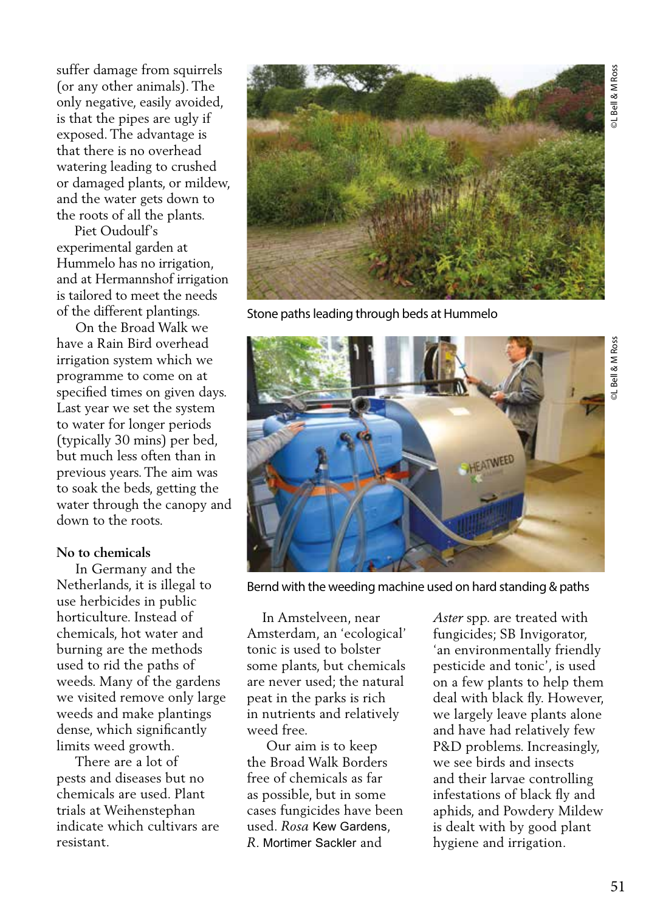suffer damage from squirrels (or any other animals). The only negative, easily avoided, is that the pipes are ugly if exposed. The advantage is that there is no overhead watering leading to crushed or damaged plants, or mildew, and the water gets down to the roots of all the plants.

Piet Oudoulf's experimental garden at Hummelo has no irrigation, and at Hermannshof irrigation is tailored to meet the needs of the different plantings.

On the Broad Walk we have a Rain Bird overhead irrigation system which we programme to come on at specified times on given days. Last year we set the system to water for longer periods (typically 30 mins) per bed, but much less often than in previous years. The aim was to soak the beds, getting the water through the canopy and down to the roots.

Stone paths leading through beds at Hummelo

©L Bell & M Ross

Bernd with the weeding machine used on hard standing & paths

©L Bell & M Ross

**No to chemicals**

In Germany and the Netherlands, it is illegal to use herbicides in public horticulture. Instead of chemicals, hot water and burning are the methods used to rid the paths of weeds. Many of the gardens we visited remove only large weeds and make plantings dense, which significantly limits weed growth.

There are a lot of pests and diseases but no chemicals are used. Plant trials at Weihenstephan indicate which cultivars are resistant.

In Amstelveen, near Amsterdam, an 'ecological' tonic is used to bolster some plants, but chemicals are never used; the natural peat in the parks is rich in nutrients and relatively weed free.

Our aim is to keep the Broad Walk Borders free of chemicals as far as possible, but in some cases fungicides have been used. *Rosa* Kew Gardens, *R.* Mortimer Sackler and *Aster* spp. are treated with fungicides; SB Invigorator, 'an environmentally friendly pesticide and tonic', is used on a few plants to help them deal with black fly. However, we largely leave plants alone and have had relatively few P&D problems. Increasingly, we see birds and insects and their larvae controlling infestations of black fly and aphids, and Powdery Mildew is dealt with by good plant hygiene and irrigation.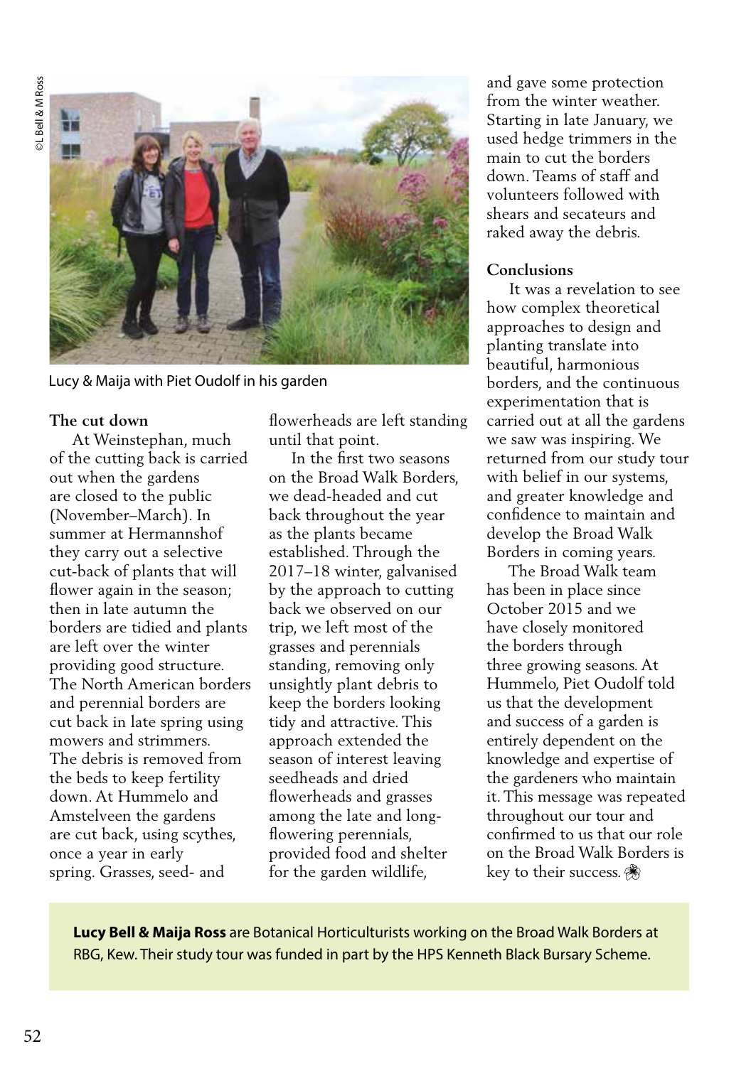©L Bell & M Ross

Lucy & Maija with Piet Oudolf in his garden

### The cut down

At Weinstephan, much of the cutting back is carried out when the gardens are closed to the public (November–March). In summer at Hermannshof they carry out a selective cut-back of plants that will flower again in the season; then in late autumn the borders are tidied and plants are left over the winter providing good structure. The North American borders and perennial borders are cut back in late spring using mowers and strimmers. The debris is removed from the beds to keep fertility down. At Hummelo and Amstelveen the gardens are cut back, using scythes, once a year in early spring. Grasses, seed- and flowerheads are left standing until that point.

In the first two seasons on the Broad Walk Borders, we dead-headed and cut back throughout the year as the plants became established. Through the 2017–18 winter, galvanised by the approach to cutting back we observed on our trip, we left most of the grasses and perennials standing, removing only unsightly plant debris to keep the borders looking tidy and attractive. This approach extended the season of interest leaving seedheads and dried flowerheads and grasses among the late and long-flowering perennials, provided food and shelter for the garden wildlife, and gave some protection from the winter weather. Starting in late January, we used hedge trimmers in the main to cut the borders down. Teams of staff and volunteers followed with shears and secateurs and raked away the debris.

### Conclusions

It was a revelation to see how complex theoretical approaches to design and planting translate into beautiful, harmonious borders, and the continuous experimentation that is carried out at all the gardens we saw was inspiring. We returned from our study tour with belief in our systems, and greater knowledge and confidence to maintain and develop the Broad Walk Borders in coming years.

The Broad Walk team has been in place since October 2015 and we have closely monitored the borders through three growing seasons. At Hummelo, Piet Oudolf told us that the development and success of a garden is entirely dependent on the knowledge and expertise of the gardeners who maintain it. This message was repeated throughout our tour and confirmed to us that our role on the Broad Walk Borders is key to their success.

**Lucy Bell & Maija Ross** are Botanical Horticulturists working on the Broad Walk Borders at RBG, Kew. Their study tour was funded in part by the HPS Kenneth Black Bursary Scheme.